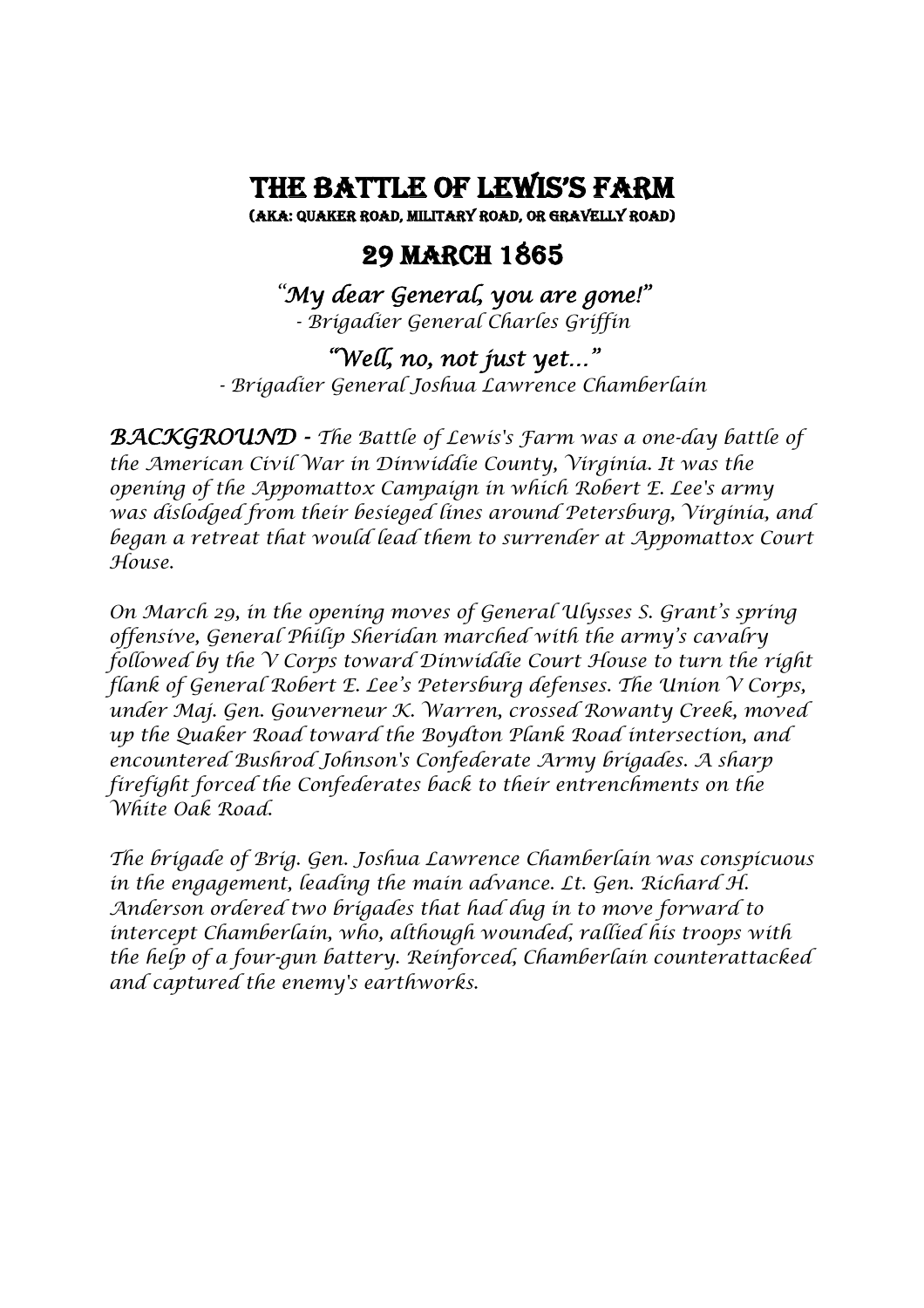# The Battle of Lewis's Farm

### (AKA: Quaker Road, Military Road, or Gravelly Road)

## 29 March 1865

*"My dear General, you are gone!"*
*- Brigadier General Charles Griffin*

*"Well, no, not just yet…"*
*- Brigadier General Joshua Lawrence Chamberlain*

***BACKGROUND*** *- The Battle of Lewis's Farm was a one-day battle of the American Civil War in Dinwiddie County, Virginia. It was the opening of the Appomattox Campaign in which Robert E. Lee's army was dislodged from their besieged lines around Petersburg, Virginia, and began a retreat that would lead them to surrender at Appomattox Court House.*

*On March 29, in the opening moves of General Ulysses S. Grant's spring offensive, General Philip Sheridan marched with the army's cavalry followed by the V Corps toward Dinwiddie Court House to turn the right flank of General Robert E. Lee's Petersburg defenses. The Union V Corps, under Maj. Gen. Gouverneur K. Warren, crossed Rowanty Creek, moved up the Quaker Road toward the Boydton Plank Road intersection, and encountered Bushrod Johnson's Confederate Army brigades. A sharp firefight forced the Confederates back to their entrenchments on the White Oak Road.*

*The brigade of Brig. Gen. Joshua Lawrence Chamberlain was conspicuous in the engagement, leading the main advance. Lt. Gen. Richard H. Anderson ordered two brigades that had dug in to move forward to intercept Chamberlain, who, although wounded, rallied his troops with the help of a four-gun battery. Reinforced, Chamberlain counterattacked and captured the enemy's earthworks.*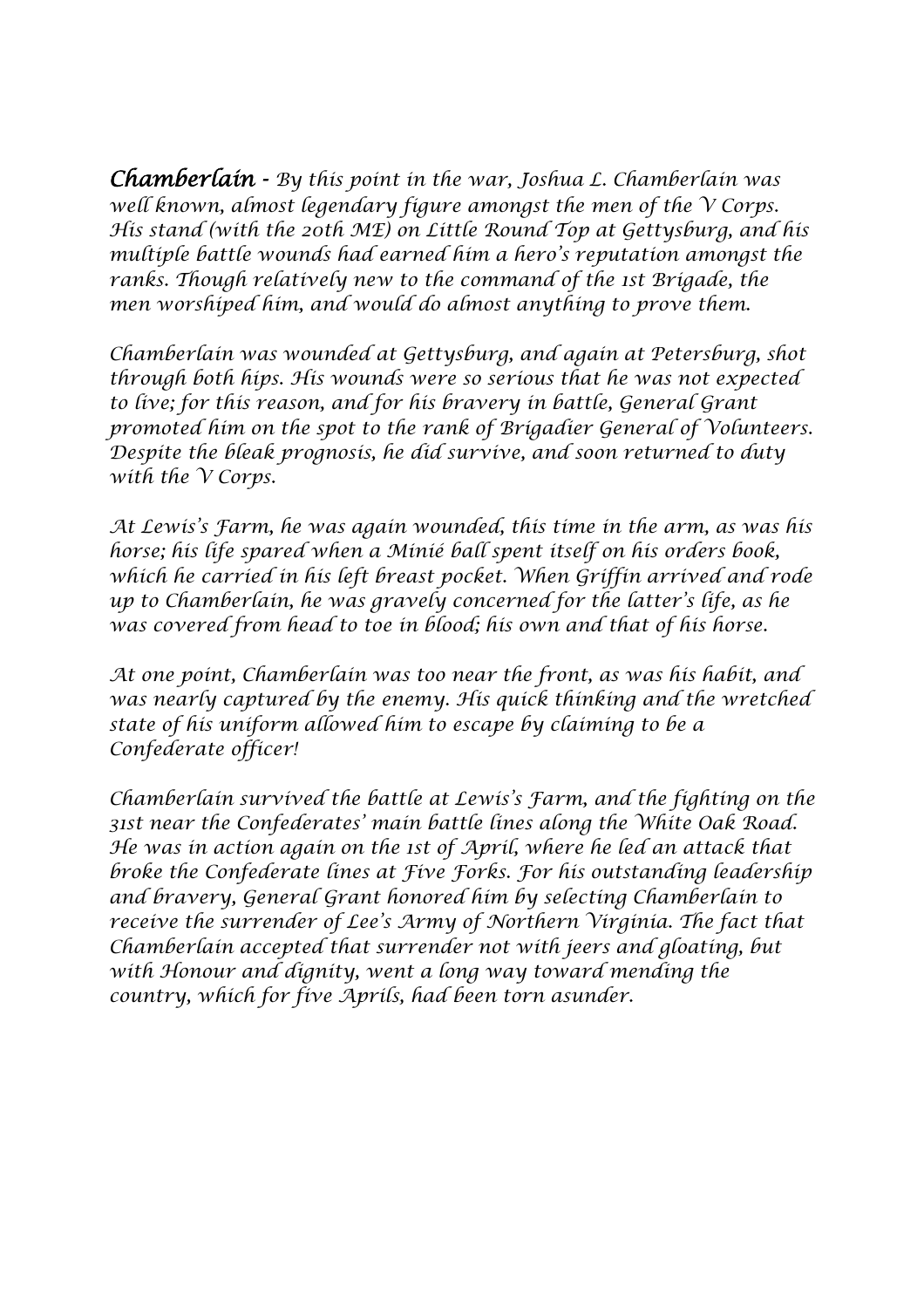***Chamberlain*** - *By this point in the war, Joshua L. Chamberlain was well known, almost legendary figure amongst the men of the V Corps. His stand (with the 20th ME) on Little Round Top at Gettysburg, and his multiple battle wounds had earned him a hero's reputation amongst the ranks. Though relatively new to the command of the 1st Brigade, the men worshiped him, and would do almost anything to prove them.*

*Chamberlain was wounded at Gettysburg, and again at Petersburg, shot through both hips. His wounds were so serious that he was not expected to live; for this reason, and for his bravery in battle, General Grant promoted him on the spot to the rank of Brigadier General of Volunteers. Despite the bleak prognosis, he did survive, and soon returned to duty with the V Corps.*

*At Lewis's Farm, he was again wounded, this time in the arm, as was his horse; his life spared when a Minié ball spent itself on his orders book, which he carried in his left breast pocket. When Griffin arrived and rode up to Chamberlain, he was gravely concerned for the latter's life, as he was covered from head to toe in blood; his own and that of his horse.*

*At one point, Chamberlain was too near the front, as was his habit, and was nearly captured by the enemy. His quick thinking and the wretched state of his uniform allowed him to escape by claiming to be a Confederate officer!*

*Chamberlain survived the battle at Lewis's Farm, and the fighting on the 31st near the Confederates' main battle lines along the White Oak Road. He was in action again on the 1st of April, where he led an attack that broke the Confederate lines at Five Forks. For his outstanding leadership and bravery, General Grant honored him by selecting Chamberlain to receive the surrender of Lee's Army of Northern Virginia. The fact that Chamberlain accepted that surrender not with jeers and gloating, but with Honour and dignity, went a long way toward mending the country, which for five Aprils, had been torn asunder.*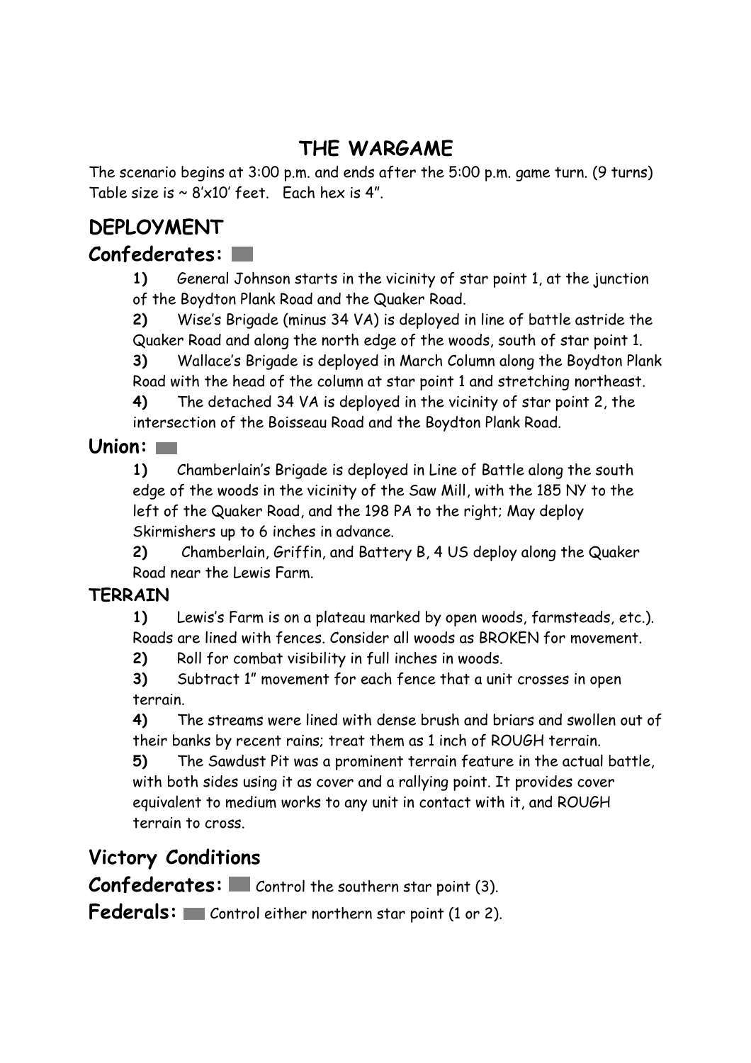# THE WARGAME

The scenario begins at 3:00 p.m. and ends after the 5:00 p.m. game turn. (9 turns) Table size is ~ 8'x10' feet. Each hex is 4".

## DEPLOYMENT

### Confederates:

**1)** General Johnson starts in the vicinity of star point 1, at the junction of the Boydton Plank Road and the Quaker Road.

**2)** Wise's Brigade (minus 34 VA) is deployed in line of battle astride the Quaker Road and along the north edge of the woods, south of star point 1.

**3)** Wallace's Brigade is deployed in March Column along the Boydton Plank Road with the head of the column at star point 1 and stretching northeast.

**4)** The detached 34 VA is deployed in the vicinity of star point 2, the intersection of the Boisseau Road and the Boydton Plank Road.

### Union:

**1)** Chamberlain's Brigade is deployed in Line of Battle along the south edge of the woods in the vicinity of the Saw Mill, with the 185 NY to the left of the Quaker Road, and the 198 PA to the right; May deploy Skirmishers up to 6 inches in advance.

**2)** Chamberlain, Griffin, and Battery B, 4 US deploy along the Quaker Road near the Lewis Farm.

### TERRAIN

**1)** Lewis's Farm is on a plateau marked by open woods, farmsteads, etc.). Roads are lined with fences. Consider all woods as BROKEN for movement.

**2)** Roll for combat visibility in full inches in woods.

**3)** Subtract 1" movement for each fence that a unit crosses in open terrain.

**4)** The streams were lined with dense brush and briars and swollen out of their banks by recent rains; treat them as 1 inch of ROUGH terrain.

**5)** The Sawdust Pit was a prominent terrain feature in the actual battle, with both sides using it as cover and a rallying point. It provides cover equivalent to medium works to any unit in contact with it, and ROUGH terrain to cross.

## Victory Conditions

**Confederates:** Control the southern star point (3).

**Federals:** Control either northern star point (1 or 2).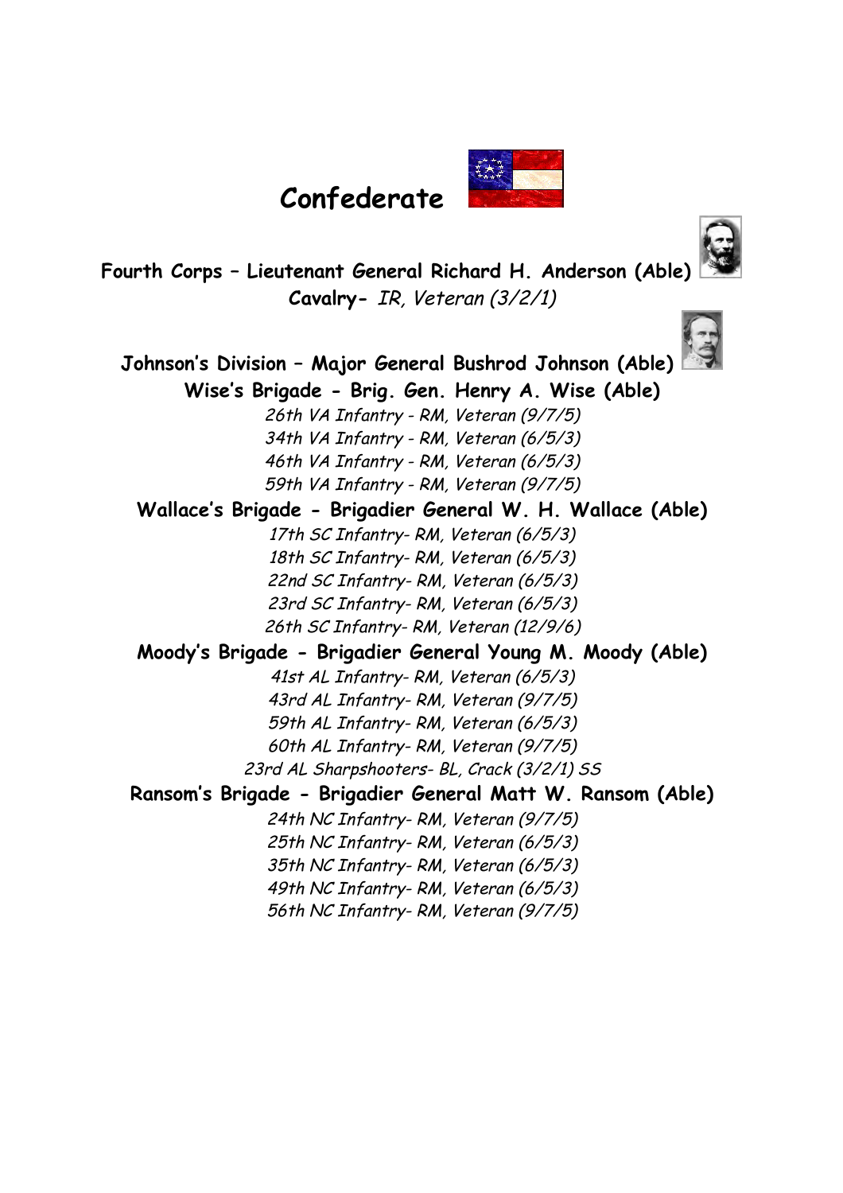# Confederate

## Fourth Corps – Lieutenant General Richard H. Anderson (Able)

**Cavalry-** *IR, Veteran (3/2/1)*

### Johnson's Division – Major General Bushrod Johnson (Able)

**Wise's Brigade - Brig. Gen. Henry A. Wise (Able)**

*26th VA Infantry - RM, Veteran (9/7/5)*
*34th VA Infantry - RM, Veteran (6/5/3)*
*46th VA Infantry - RM, Veteran (6/5/3)*
*59th VA Infantry - RM, Veteran (9/7/5)*

**Wallace's Brigade - Brigadier General W. H. Wallace (Able)**

*17th SC Infantry- RM, Veteran (6/5/3)*
*18th SC Infantry- RM, Veteran (6/5/3)*
*22nd SC Infantry- RM, Veteran (6/5/3)*
*23rd SC Infantry- RM, Veteran (6/5/3)*
*26th SC Infantry- RM, Veteran (12/9/6)*

**Moody's Brigade - Brigadier General Young M. Moody (Able)**

*41st AL Infantry- RM, Veteran (6/5/3)*
*43rd AL Infantry- RM, Veteran (9/7/5)*
*59th AL Infantry- RM, Veteran (6/5/3)*
*60th AL Infantry- RM, Veteran (9/7/5)*
*23rd AL Sharpshooters- BL, Crack (3/2/1) SS*

**Ransom's Brigade - Brigadier General Matt W. Ransom (Able)**

*24th NC Infantry- RM, Veteran (9/7/5)*
*25th NC Infantry- RM, Veteran (6/5/3)*
*35th NC Infantry- RM, Veteran (6/5/3)*
*49th NC Infantry- RM, Veteran (6/5/3)*
*56th NC Infantry- RM, Veteran (9/7/5)*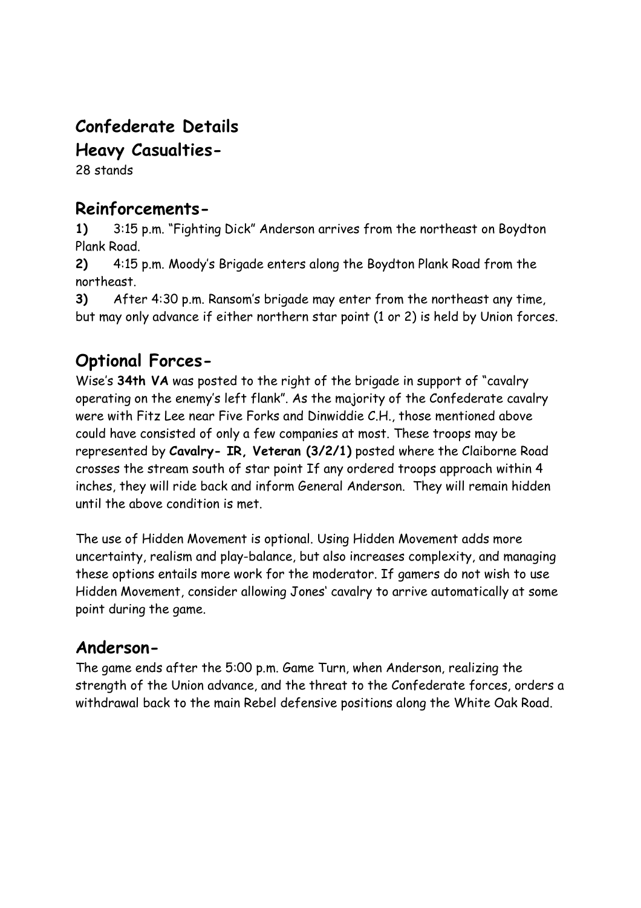# Confederate Details

## Heavy Casualties-

28 stands

## Reinforcements-

**1)** 3:15 p.m. "Fighting Dick" Anderson arrives from the northeast on Boydton Plank Road.

**2)** 4:15 p.m. Moody's Brigade enters along the Boydton Plank Road from the northeast.

**3)** After 4:30 p.m. Ransom's brigade may enter from the northeast any time, but may only advance if either northern star point (1 or 2) is held by Union forces.

## Optional Forces-

Wise's **34th VA** was posted to the right of the brigade in support of "cavalry operating on the enemy's left flank". As the majority of the Confederate cavalry were with Fitz Lee near Five Forks and Dinwiddie C.H., those mentioned above could have consisted of only a few companies at most. These troops may be represented by **Cavalry- IR, Veteran (3/2/1)** posted where the Claiborne Road crosses the stream south of star point If any ordered troops approach within 4 inches, they will ride back and inform General Anderson. They will remain hidden until the above condition is met.

The use of Hidden Movement is optional. Using Hidden Movement adds more uncertainty, realism and play-balance, but also increases complexity, and managing these options entails more work for the moderator. If gamers do not wish to use Hidden Movement, consider allowing Jones' cavalry to arrive automatically at some point during the game.

## Anderson-

The game ends after the 5:00 p.m. Game Turn, when Anderson, realizing the strength of the Union advance, and the threat to the Confederate forces, orders a withdrawal back to the main Rebel defensive positions along the White Oak Road.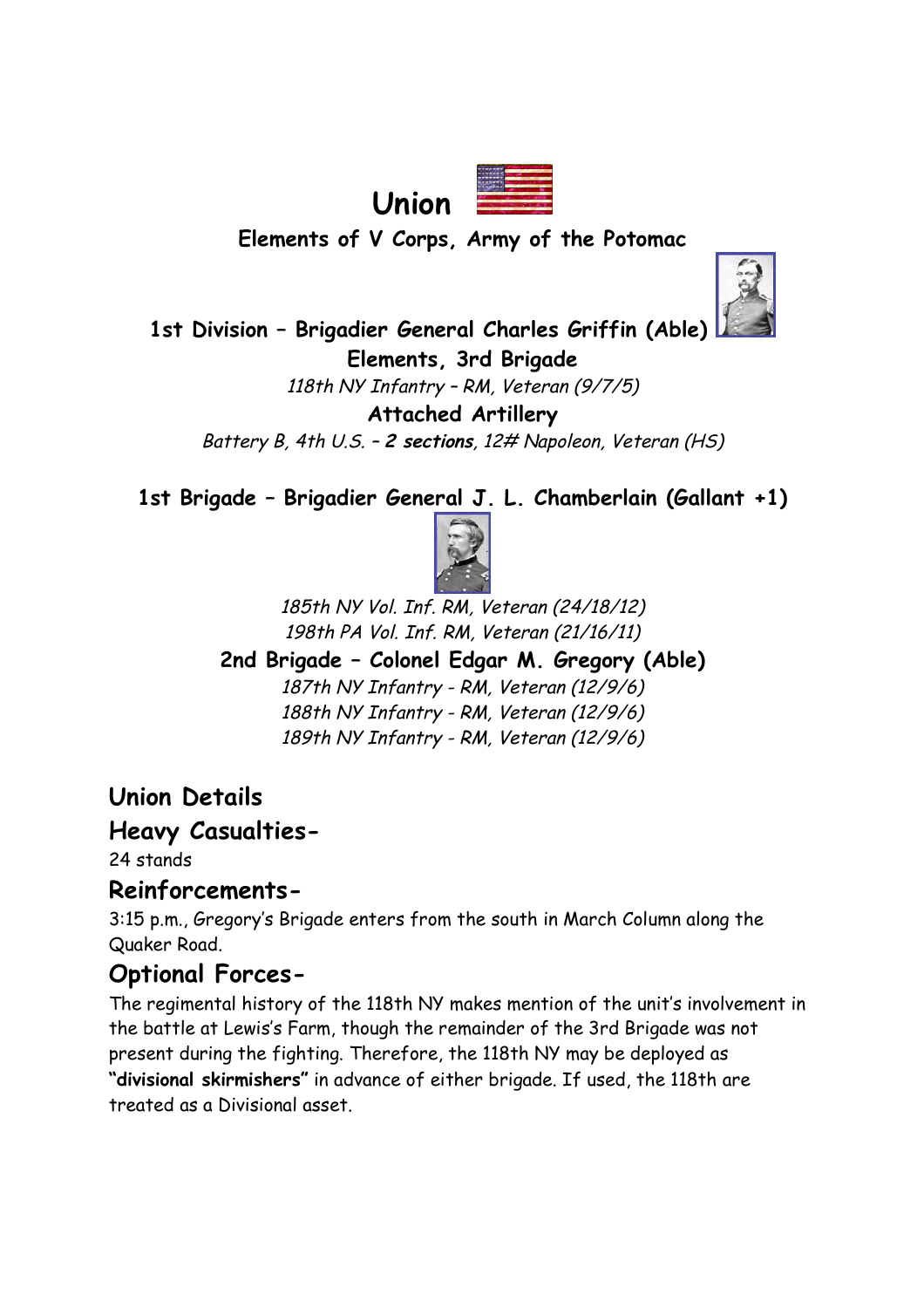# Union

## Elements of V Corps, Army of the Potomac

### 1st Division – Brigadier General Charles Griffin (Able)

**Elements, 3rd Brigade**

*118th NY Infantry – RM, Veteran (9/7/5)*

**Attached Artillery**

*Battery B, 4th U.S. – **2 sections**, 12# Napoleon, Veteran (HS)*

### 1st Brigade – Brigadier General J. L. Chamberlain (Gallant +1)

*185th NY Vol. Inf. RM, Veteran (24/18/12)*
*198th PA Vol. Inf. RM, Veteran (21/16/11)*

### 2nd Brigade – Colonel Edgar M. Gregory (Able)

*187th NY Infantry - RM, Veteran (12/9/6)*
*188th NY Infantry - RM, Veteran (12/9/6)*
*189th NY Infantry - RM, Veteran (12/9/6)*

## Union Details

## Heavy Casualties-

24 stands

## Reinforcements-

3:15 p.m., Gregory's Brigade enters from the south in March Column along the Quaker Road.

## Optional Forces-

The regimental history of the 118th NY makes mention of the unit's involvement in the battle at Lewis's Farm, though the remainder of the 3rd Brigade was not present during the fighting. Therefore, the 118th NY may be deployed as **"divisional skirmishers"** in advance of either brigade. If used, the 118th are treated as a Divisional asset.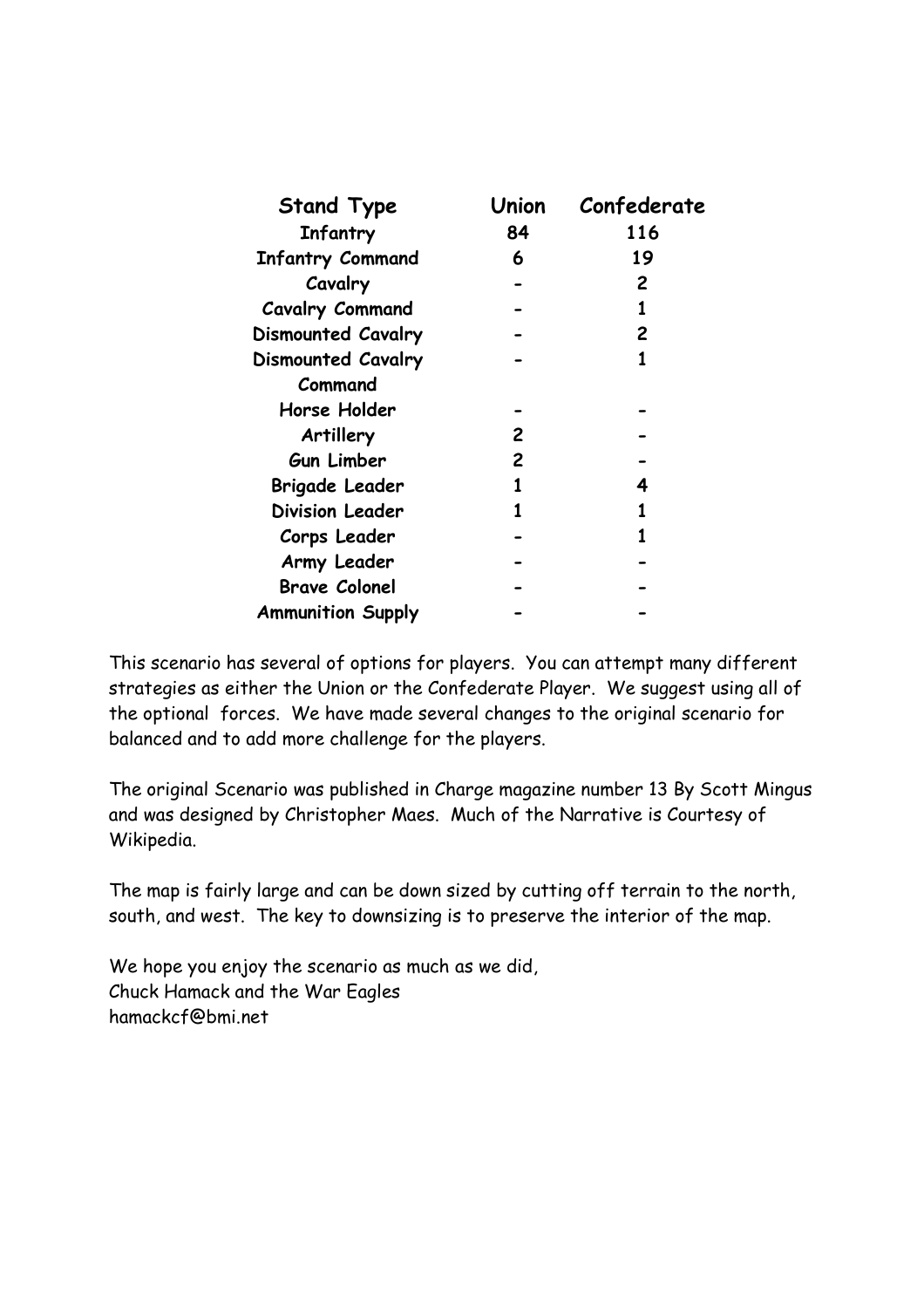| Stand Type | Union | Confederate |
|---|---|---|
| Infantry | 84 | 116 |
| Infantry Command | 6 | 19 |
| Cavalry | - | 2 |
| Cavalry Command | - | 1 |
| Dismounted Cavalry | - | 2 |
| Dismounted Cavalry Command | - | 1 |
| Horse Holder | - | - |
| Artillery | 2 | - |
| Gun Limber | 2 | - |
| Brigade Leader | 1 | 4 |
| Division Leader | 1 | 1 |
| Corps Leader | - | 1 |
| Army Leader | - | - |
| Brave Colonel | - | - |
| Ammunition Supply | - | - |

This scenario has several of options for players. You can attempt many different strategies as either the Union or the Confederate Player. We suggest using all of the optional forces. We have made several changes to the original scenario for balanced and to add more challenge for the players.

The original Scenario was published in Charge magazine number 13 By Scott Mingus and was designed by Christopher Maes. Much of the Narrative is Courtesy of Wikipedia.

The map is fairly large and can be down sized by cutting off terrain to the north, south, and west. The key to downsizing is to preserve the interior of the map.

We hope you enjoy the scenario as much as we did,
Chuck Hamack and the War Eagles
hamackcf@bmi.net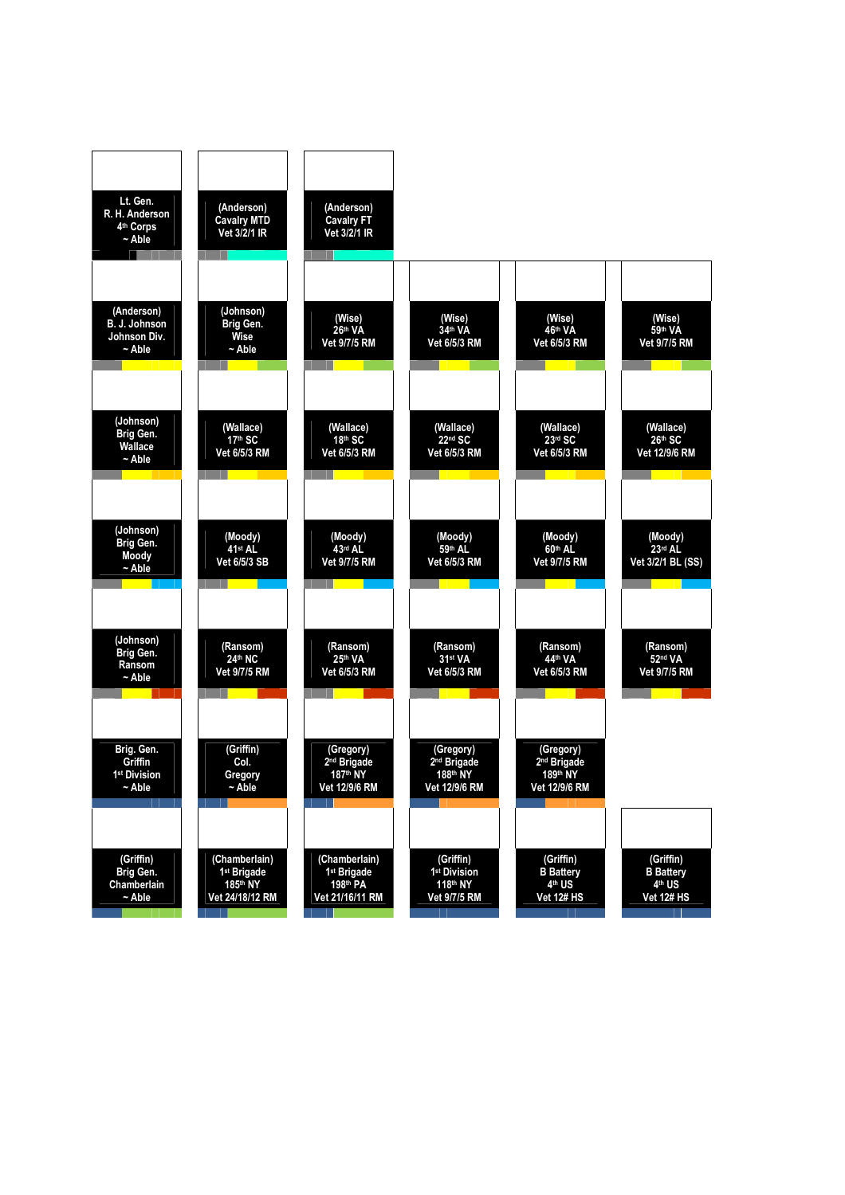| | | | | | |
|---|---|---|---|---|---|
| Lt. Gen. R. H. Anderson 4th Corps ~ Able | (Anderson) Cavalry MTD Vet 3/2/1 IR | (Anderson) Cavalry FT Vet 3/2/1 IR | | | |
| (Anderson) B. J. Johnson Johnson Div. ~ Able | (Johnson) Brig Gen. Wise ~ Able | (Wise) 26th VA Vet 9/7/5 RM | (Wise) 34th VA Vet 6/5/3 RM | (Wise) 46th VA Vet 6/5/3 RM | (Wise) 59th VA Vet 9/7/5 RM |
| (Johnson) Brig Gen. Wallace ~ Able | (Wallace) 17th SC Vet 6/5/3 RM | (Wallace) 18th SC Vet 6/5/3 RM | (Wallace) 22nd SC Vet 6/5/3 RM | (Wallace) 23rd SC Vet 6/5/3 RM | (Wallace) 26th SC Vet 12/9/6 RM |
| (Johnson) Brig Gen. Moody ~ Able | (Moody) 41st AL Vet 6/5/3 SB | (Moody) 43rd AL Vet 9/7/5 RM | (Moody) 59th AL Vet 6/5/3 RM | (Moody) 60th AL Vet 9/7/5 RM | (Moody) 23rd AL Vet 3/2/1 BL (SS) |
| (Johnson) Brig Gen. Ransom ~ Able | (Ransom) 24th NC Vet 9/7/5 RM | (Ransom) 25th VA Vet 6/5/3 RM | (Ransom) 31st VA Vet 6/5/3 RM | (Ransom) 44th VA Vet 6/5/3 RM | (Ransom) 52nd VA Vet 9/7/5 RM |
| Brig. Gen. Griffin 1st Division ~ Able | (Griffin) Col. Gregory ~ Able | (Gregory) 2nd Brigade 187th NY Vet 12/9/6 RM | (Gregory) 2nd Brigade 188th NY Vet 12/9/6 RM | (Gregory) 2nd Brigade 189th NY Vet 12/9/6 RM | |
| (Griffin) Brig Gen. Chamberlain ~ Able | (Chamberlain) 1st Brigade 185th NY Vet 24/18/12 RM | (Chamberlain) 1st Brigade 198th PA Vet 21/16/11 RM | (Griffin) 1st Division 118th NY Vet 9/7/5 RM | (Griffin) B Battery 4th US Vet 12# HS | (Griffin) B Battery 4th US Vet 12# HS |